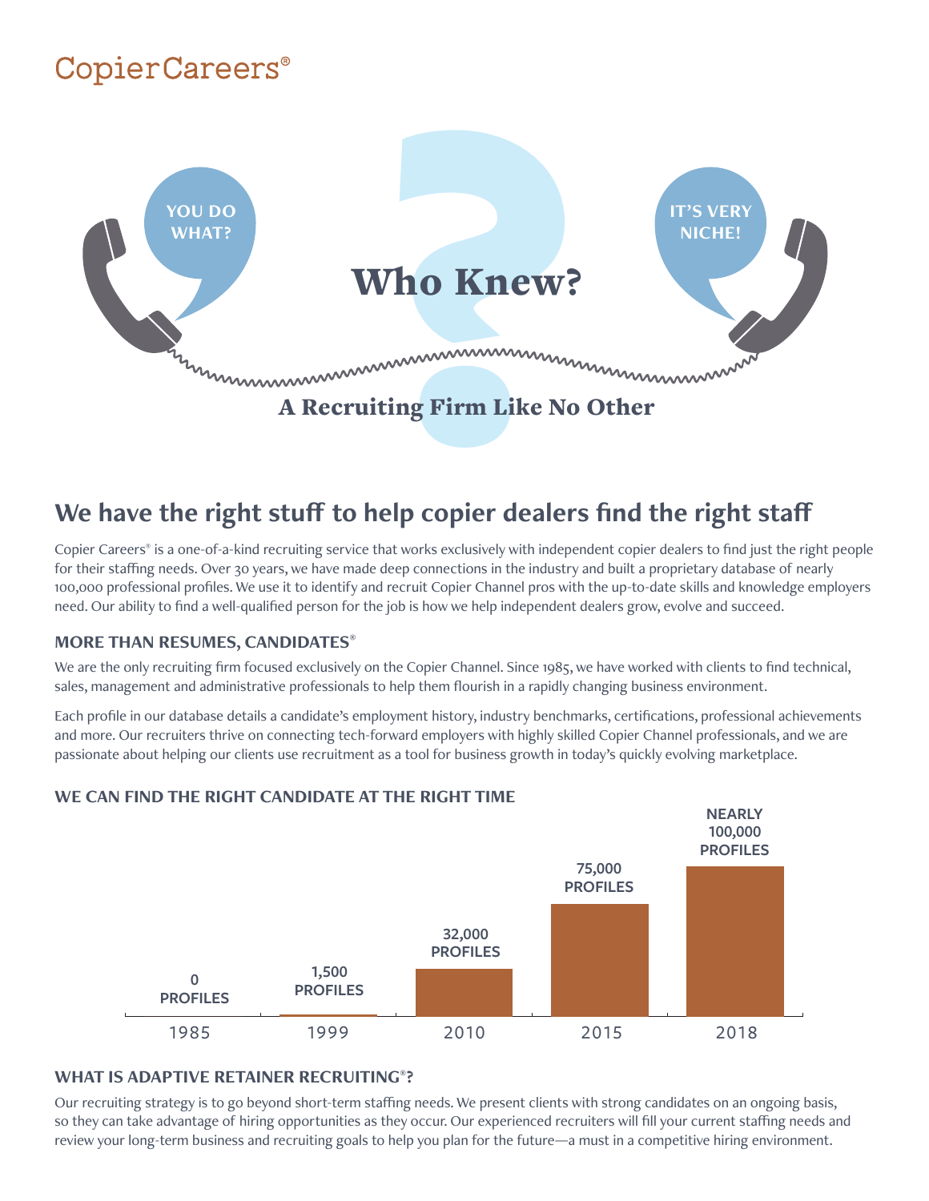CopierCareers®

YOU DO WHAT?

IT'S VERY NICHE!

# Who Knew?

## A Recruiting Firm Like No Other

## We have the right stuff to help copier dealers find the right staff

Copier Careers® is a one-of-a-kind recruiting service that works exclusively with independent copier dealers to find just the right people for their staffing needs. Over 30 years, we have made deep connections in the industry and built a proprietary database of nearly 100,000 professional profiles. We use it to identify and recruit Copier Channel pros with the up-to-date skills and knowledge employers need. Our ability to find a well-qualified person for the job is how we help independent dealers grow, evolve and succeed.

### MORE THAN RESUMES, CANDIDATES®

We are the only recruiting firm focused exclusively on the Copier Channel. Since 1985, we have worked with clients to find technical, sales, management and administrative professionals to help them flourish in a rapidly changing business environment.

Each profile in our database details a candidate's employment history, industry benchmarks, certifications, professional achievements and more. Our recruiters thrive on connecting tech-forward employers with highly skilled Copier Channel professionals, and we are passionate about helping our clients use recruitment as a tool for business growth in today's quickly evolving marketplace.

### WE CAN FIND THE RIGHT CANDIDATE AT THE RIGHT TIME

| Year | Profiles |
| --- | --- |
| 1985 | 0 PROFILES |
| 1999 | 1,500 PROFILES |
| 2010 | 32,000 PROFILES |
| 2015 | 75,000 PROFILES |
| 2018 | NEARLY 100,000 PROFILES |

### WHAT IS ADAPTIVE RETAINER RECRUITING®?

Our recruiting strategy is to go beyond short-term staffing needs. We present clients with strong candidates on an ongoing basis, so they can take advantage of hiring opportunities as they occur. Our experienced recruiters will fill your current staffing needs and review your long-term business and recruiting goals to help you plan for the future—a must in a competitive hiring environment.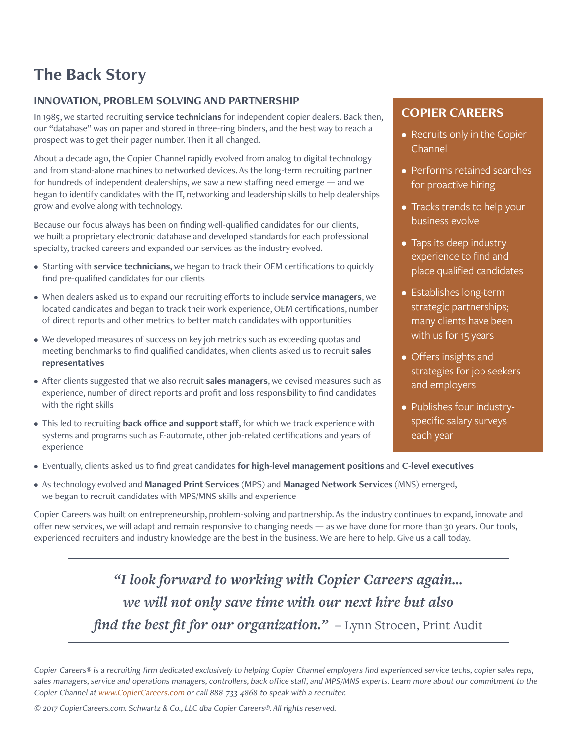# The Back Story

### INNOVATION, PROBLEM SOLVING AND PARTNERSHIP

In 1985, we started recruiting **service technicians** for independent copier dealers. Back then, our "database" was on paper and stored in three-ring binders, and the best way to reach a prospect was to get their pager number. Then it all changed.

About a decade ago, the Copier Channel rapidly evolved from analog to digital technology and from stand-alone machines to networked devices. As the long-term recruiting partner for hundreds of independent dealerships, we saw a new staffing need emerge — and we began to identify candidates with the IT, networking and leadership skills to help dealerships grow and evolve along with technology.

Because our focus always has been on finding well-qualified candidates for our clients, we built a proprietary electronic database and developed standards for each professional specialty, tracked careers and expanded our services as the industry evolved.

- Starting with **service technicians**, we began to track their OEM certifications to quickly find pre-qualified candidates for our clients
- When dealers asked us to expand our recruiting efforts to include **service managers**, we located candidates and began to track their work experience, OEM certifications, number of direct reports and other metrics to better match candidates with opportunities
- We developed measures of success on key job metrics such as exceeding quotas and meeting benchmarks to find qualified candidates, when clients asked us to recruit **sales representatives**
- After clients suggested that we also recruit **sales managers**, we devised measures such as experience, number of direct reports and profit and loss responsibility to find candidates with the right skills
- This led to recruiting **back office and support staff**, for which we track experience with systems and programs such as E-automate, other job-related certifications and years of experience
- Eventually, clients asked us to find great candidates **for high-level management positions** and **C-level executives**
- As technology evolved and **Managed Print Services** (MPS) and **Managed Network Services** (MNS) emerged, we began to recruit candidates with MPS/MNS skills and experience

Copier Careers was built on entrepreneurship, problem-solving and partnership. As the industry continues to expand, innovate and offer new services, we will adapt and remain responsive to changing needs — as we have done for more than 30 years. Our tools, experienced recruiters and industry knowledge are the best in the business. We are here to help. Give us a call today.

### COPIER CAREERS

- Recruits only in the Copier Channel
- Performs retained searches for proactive hiring
- Tracks trends to help your business evolve
- Taps its deep industry experience to find and place qualified candidates
- Establishes long-term strategic partnerships; many clients have been with us for 15 years
- Offers insights and strategies for job seekers and employers
- Publishes four industry-specific salary surveys each year

---

***"I look forward to working with Copier Careers again... we will not only save time with our next hire but also find the best fit for our organization."*** – Lynn Strocen, Print Audit

---

*Copier Careers® is a recruiting firm dedicated exclusively to helping Copier Channel employers find experienced service techs, copier sales reps, sales managers, service and operations managers, controllers, back office staff, and MPS/MNS experts. Learn more about our commitment to the Copier Channel at www.CopierCareers.com or call 888-733-4868 to speak with a recruiter.*

*© 2017 CopierCareers.com. Schwartz & Co., LLC dba Copier Careers®. All rights reserved.*